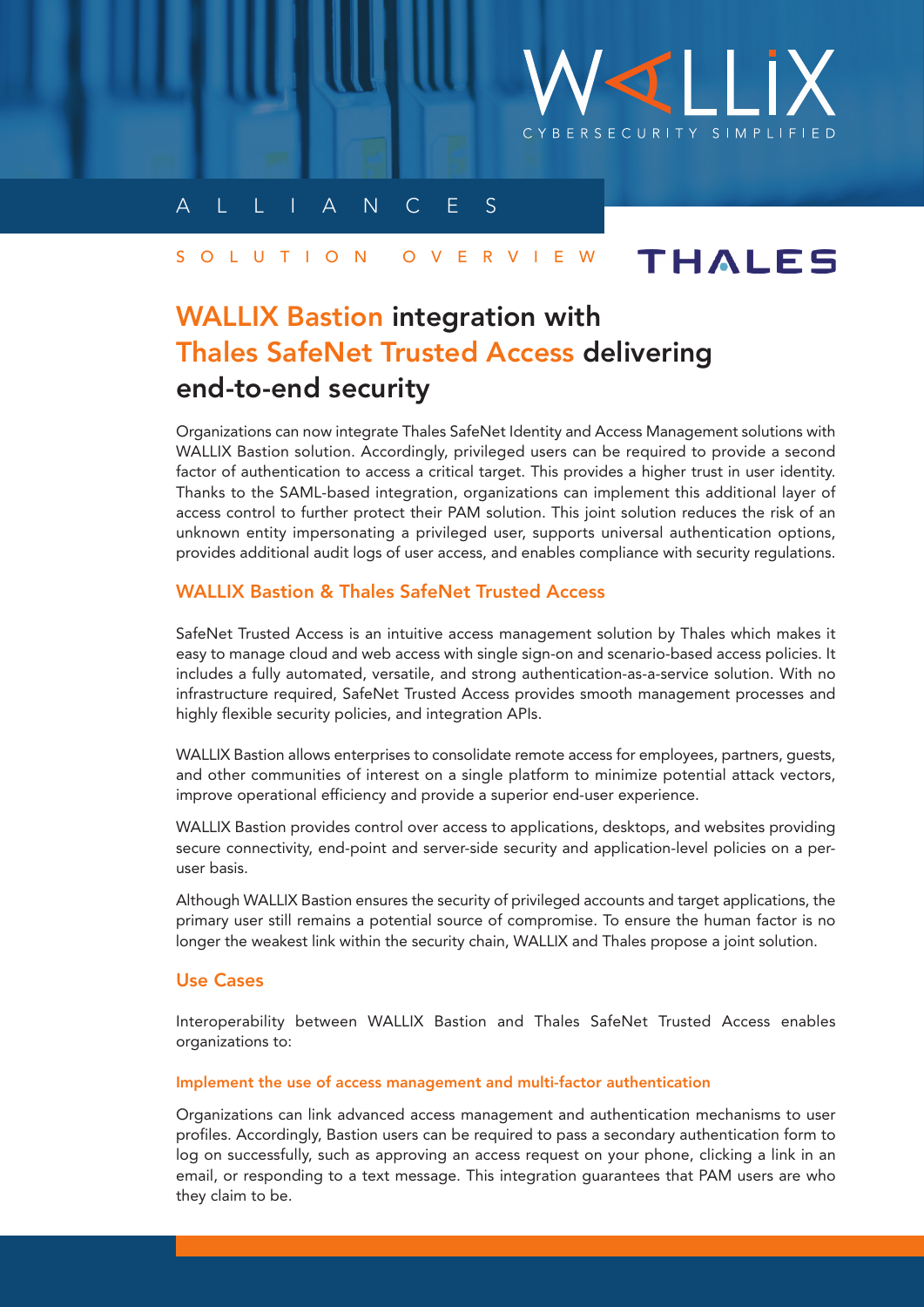WALLIX
CYBERSECURITY SIMPLIFIED

ALLIANCES

SOLUTION OVERVIEW

THALES

# WALLIX Bastion integration with Thales SafeNet Trusted Access delivering end-to-end security

Organizations can now integrate Thales SafeNet Identity and Access Management solutions with WALLIX Bastion solution. Accordingly, privileged users can be required to provide a second factor of authentication to access a critical target. This provides a higher trust in user identity. Thanks to the SAML-based integration, organizations can implement this additional layer of access control to further protect their PAM solution. This joint solution reduces the risk of an unknown entity impersonating a privileged user, supports universal authentication options, provides additional audit logs of user access, and enables compliance with security regulations.

## WALLIX Bastion & Thales SafeNet Trusted Access

SafeNet Trusted Access is an intuitive access management solution by Thales which makes it easy to manage cloud and web access with single sign-on and scenario-based access policies. It includes a fully automated, versatile, and strong authentication-as-a-service solution. With no infrastructure required, SafeNet Trusted Access provides smooth management processes and highly flexible security policies, and integration APIs.

WALLIX Bastion allows enterprises to consolidate remote access for employees, partners, guests, and other communities of interest on a single platform to minimize potential attack vectors, improve operational efficiency and provide a superior end-user experience.

WALLIX Bastion provides control over access to applications, desktops, and websites providing secure connectivity, end-point and server-side security and application-level policies on a per-user basis.

Although WALLIX Bastion ensures the security of privileged accounts and target applications, the primary user still remains a potential source of compromise. To ensure the human factor is no longer the weakest link within the security chain, WALLIX and Thales propose a joint solution.

## Use Cases

Interoperability between WALLIX Bastion and Thales SafeNet Trusted Access enables organizations to:

### Implement the use of access management and multi-factor authentication

Organizations can link advanced access management and authentication mechanisms to user profiles. Accordingly, Bastion users can be required to pass a secondary authentication form to log on successfully, such as approving an access request on your phone, clicking a link in an email, or responding to a text message. This integration guarantees that PAM users are who they claim to be.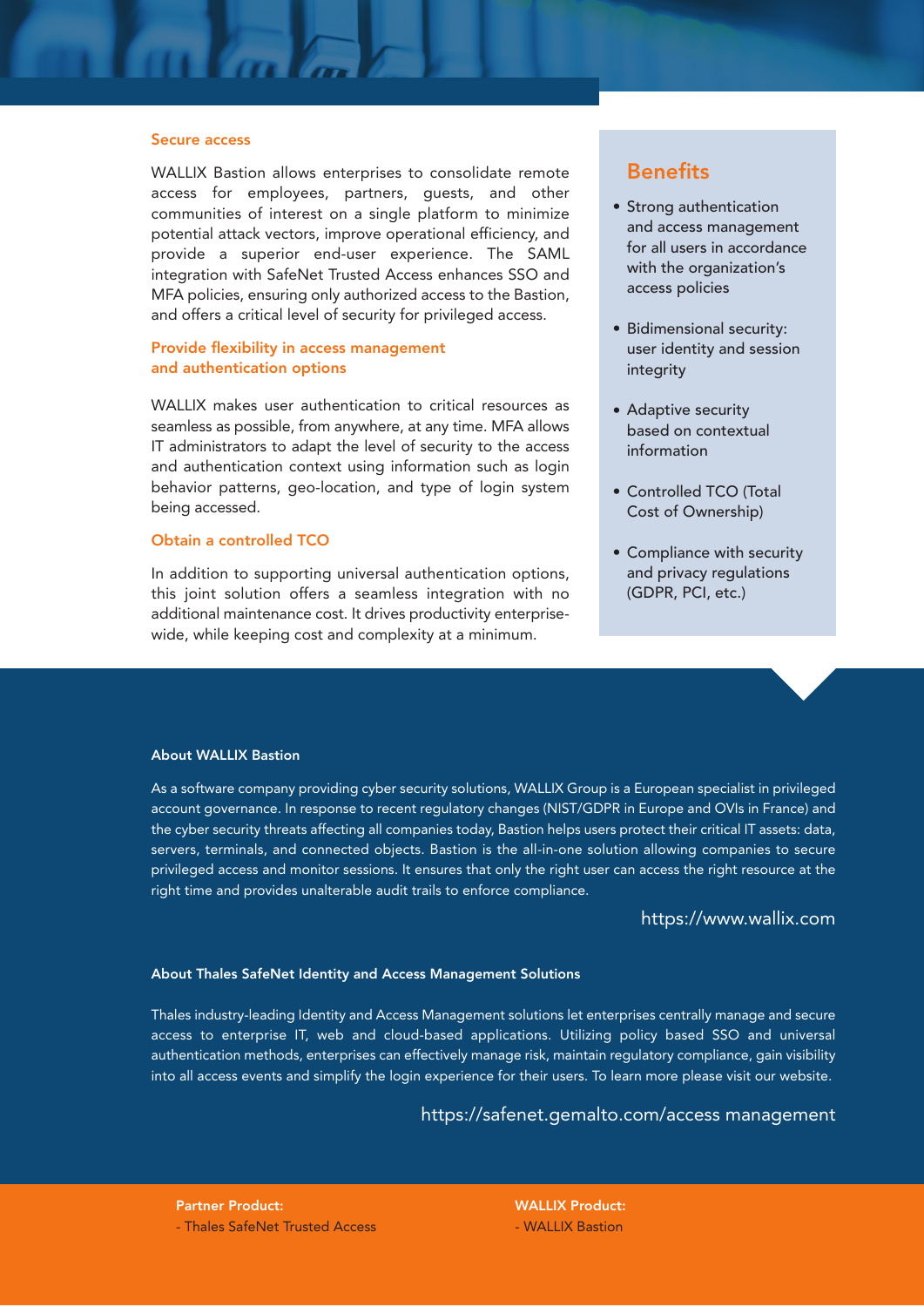### Secure access

WALLIX Bastion allows enterprises to consolidate remote access for employees, partners, guests, and other communities of interest on a single platform to minimize potential attack vectors, improve operational efficiency, and provide a superior end-user experience. The SAML integration with SafeNet Trusted Access enhances SSO and MFA policies, ensuring only authorized access to the Bastion, and offers a critical level of security for privileged access.

### Provide flexibility in access management and authentication options

WALLIX makes user authentication to critical resources as seamless as possible, from anywhere, at any time. MFA allows IT administrators to adapt the level of security to the access and authentication context using information such as login behavior patterns, geo-location, and type of login system being accessed.

### Obtain a controlled TCO

In addition to supporting universal authentication options, this joint solution offers a seamless integration with no additional maintenance cost. It drives productivity enterprise-wide, while keeping cost and complexity at a minimum.

## Benefits

- Strong authentication and access management for all users in accordance with the organization's access policies
- Bidimensional security: user identity and session integrity
- Adaptive security based on contextual information
- Controlled TCO (Total Cost of Ownership)
- Compliance with security and privacy regulations (GDPR, PCI, etc.)

#### About WALLIX Bastion

As a software company providing cyber security solutions, WALLIX Group is a European specialist in privileged account governance. In response to recent regulatory changes (NIST/GDPR in Europe and OVIs in France) and the cyber security threats affecting all companies today, Bastion helps users protect their critical IT assets: data, servers, terminals, and connected objects. Bastion is the all-in-one solution allowing companies to secure privileged access and monitor sessions. It ensures that only the right user can access the right resource at the right time and provides unalterable audit trails to enforce compliance.

https://www.wallix.com

#### About Thales SafeNet Identity and Access Management Solutions

Thales industry-leading Identity and Access Management solutions let enterprises centrally manage and secure access to enterprise IT, web and cloud-based applications. Utilizing policy based SSO and universal authentication methods, enterprises can effectively manage risk, maintain regulatory compliance, gain visibility into all access events and simplify the login experience for their users. To learn more please visit our website.

https://safenet.gemalto.com/access management

**Partner Product:**
- Thales SafeNet Trusted Access

**WALLIX Product:**
- WALLIX Bastion